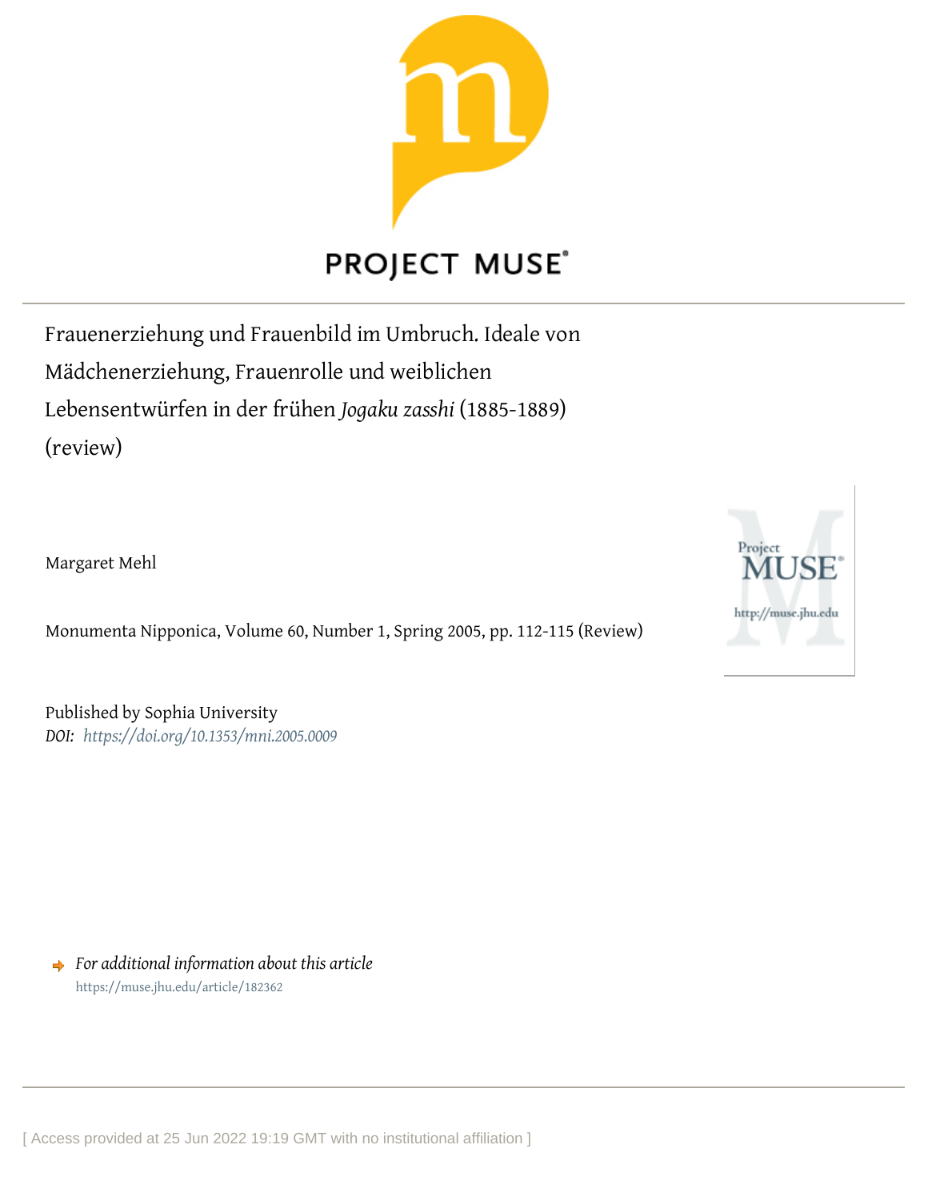# Frauenerziehung und Frauenbild im Umbruch. Ideale von Mädchenerziehung, Frauenrolle und weiblichen Lebensentwürfen in der frühen *Jogaku zasshi* (1885-1889) (review)

Margaret Mehl

Monumenta Nipponica, Volume 60, Number 1, Spring 2005, pp. 112-115 (Review)

Published by Sophia University

*DOI:* *https://doi.org/10.1353/mni.2005.0009*

*For additional information about this article*

https://muse.jhu.edu/article/182362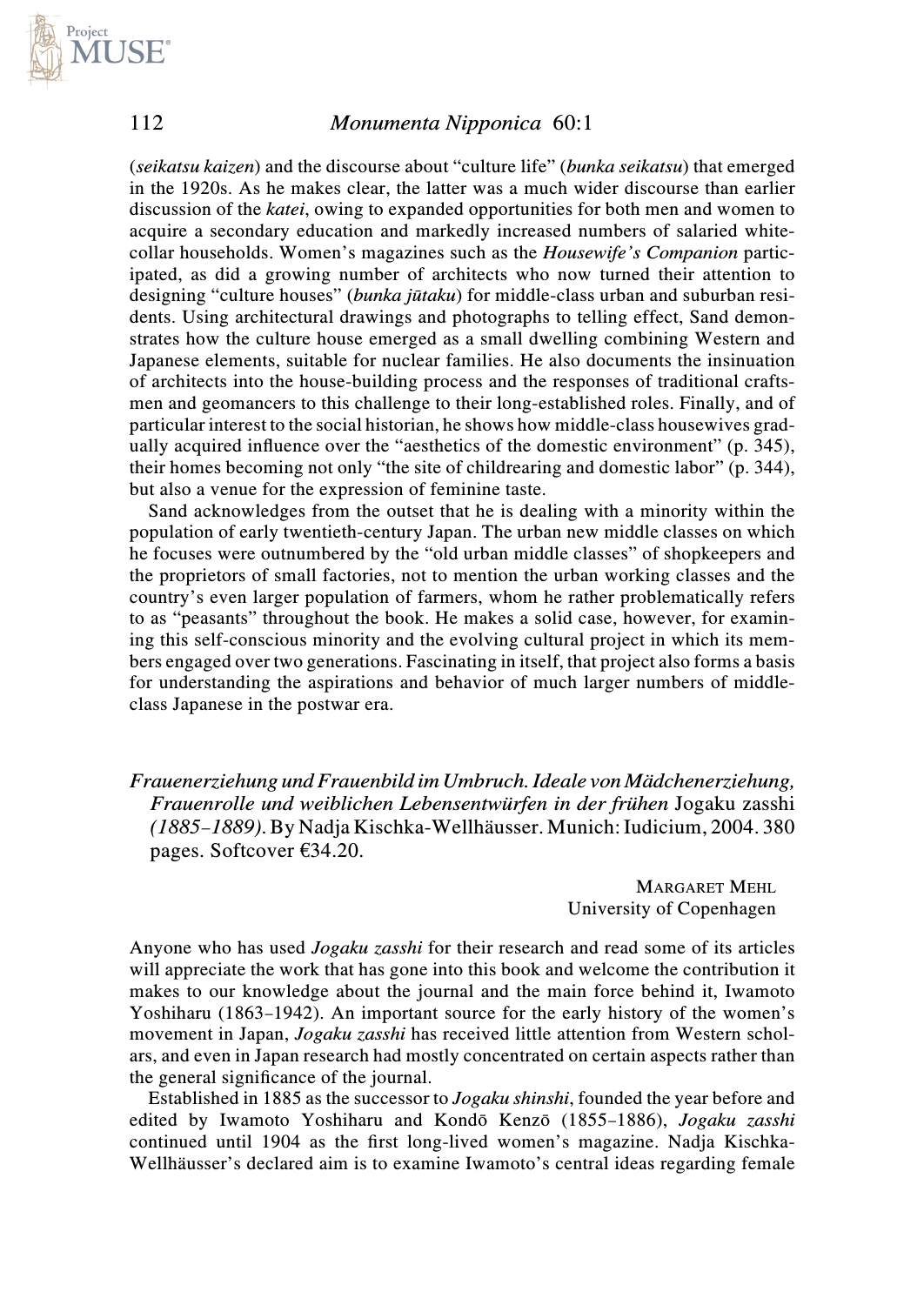(*seikatsu kaizen*) and the discourse about "culture life" (*bunka seikatsu*) that emerged in the 1920s. As he makes clear, the latter was a much wider discourse than earlier discussion of the *katei*, owing to expanded opportunities for both men and women to acquire a secondary education and markedly increased numbers of salaried white-collar households. Women's magazines such as the ***Housewife's Companion*** participated, as did a growing number of architects who now turned their attention to designing "culture houses" (*bunka jūtaku*) for middle-class urban and suburban residents. Using architectural drawings and photographs to telling effect, Sand demonstrates how the culture house emerged as a small dwelling combining Western and Japanese elements, suitable for nuclear families. He also documents the insinuation of architects into the house-building process and the responses of traditional craftsmen and geomancers to this challenge to their long-established roles. Finally, and of particular interest to the social historian, he shows how middle-class housewives gradually acquired influence over the "aesthetics of the domestic environment" (p. 345), their homes becoming not only "the site of childrearing and domestic labor" (p. 344), but also a venue for the expression of feminine taste.

Sand acknowledges from the outset that he is dealing with a minority within the population of early twentieth-century Japan. The urban new middle classes on which he focuses were outnumbered by the "old urban middle classes" of shopkeepers and the proprietors of small factories, not to mention the urban working classes and the country's even larger population of farmers, whom he rather problematically refers to as "peasants" throughout the book. He makes a solid case, however, for examining this self-conscious minority and the evolving cultural project in which its members engaged over two generations. Fascinating in itself, that project also forms a basis for understanding the aspirations and behavior of much larger numbers of middle-class Japanese in the postwar era.

*Frauenerziehung und Frauenbild im Umbruch. Ideale von Mädchenerziehung, Frauenrolle und weiblichen Lebensentwürfen in der frühen* Jogaku zasshi *(1885–1889)*. By Nadja Kischka-Wellhäusser. Munich: Iudicium, 2004. 380 pages. Softcover €34.20.

MARGARET MEHL
University of Copenhagen

Anyone who has used *Jogaku zasshi* for their research and read some of its articles will appreciate the work that has gone into this book and welcome the contribution it makes to our knowledge about the journal and the main force behind it, Iwamoto Yoshiharu (1863–1942). An important source for the early history of the women's movement in Japan, *Jogaku zasshi* has received little attention from Western scholars, and even in Japan research had mostly concentrated on certain aspects rather than the general significance of the journal.

Established in 1885 as the successor to *Jogaku shinshi*, founded the year before and edited by Iwamoto Yoshiharu and Kondō Kenzō (1855–1886), *Jogaku zasshi* continued until 1904 as the first long-lived women's magazine. Nadja Kischka-Wellhäusser's declared aim is to examine Iwamoto's central ideas regarding female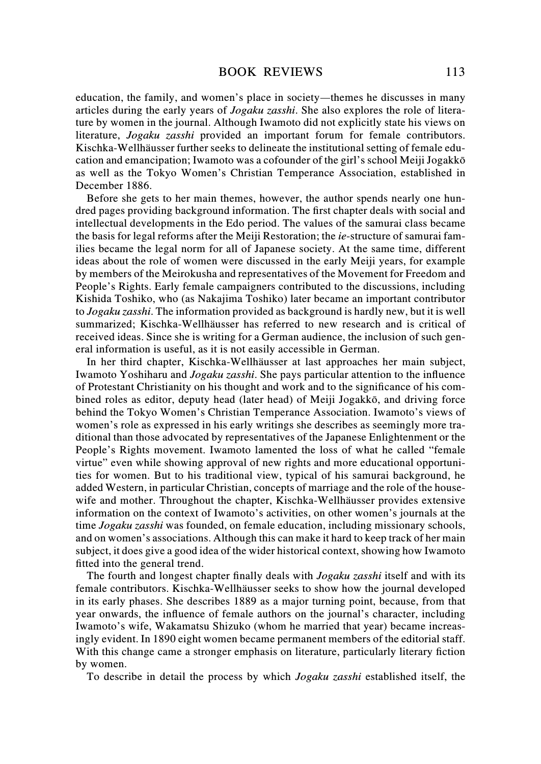education, the family, and women's place in society—themes he discusses in many articles during the early years of *Jogaku zasshi*. She also explores the role of literature by women in the journal. Although Iwamoto did not explicitly state his views on literature, *Jogaku zasshi* provided an important forum for female contributors. Kischka-Wellhäusser further seeks to delineate the institutional setting of female education and emancipation; Iwamoto was a cofounder of the girl's school Meiji Jogakkō as well as the Tokyo Women's Christian Temperance Association, established in December 1886.

Before she gets to her main themes, however, the author spends nearly one hundred pages providing background information. The first chapter deals with social and intellectual developments in the Edo period. The values of the samurai class became the basis for legal reforms after the Meiji Restoration; the *ie*-structure of samurai families became the legal norm for all of Japanese society. At the same time, different ideas about the role of women were discussed in the early Meiji years, for example by members of the Meirokusha and representatives of the Movement for Freedom and People's Rights. Early female campaigners contributed to the discussions, including Kishida Toshiko, who (as Nakajima Toshiko) later became an important contributor to *Jogaku zasshi*. The information provided as background is hardly new, but it is well summarized; Kischka-Wellhäusser has referred to new research and is critical of received ideas. Since she is writing for a German audience, the inclusion of such general information is useful, as it is not easily accessible in German.

In her third chapter, Kischka-Wellhäusser at last approaches her main subject, Iwamoto Yoshiharu and *Jogaku zasshi*. She pays particular attention to the influence of Protestant Christianity on his thought and work and to the significance of his combined roles as editor, deputy head (later head) of Meiji Jogakkō, and driving force behind the Tokyo Women's Christian Temperance Association. Iwamoto's views of women's role as expressed in his early writings she describes as seemingly more traditional than those advocated by representatives of the Japanese Enlightenment or the People's Rights movement. Iwamoto lamented the loss of what he called "female virtue" even while showing approval of new rights and more educational opportunities for women. But to his traditional view, typical of his samurai background, he added Western, in particular Christian, concepts of marriage and the role of the housewife and mother. Throughout the chapter, Kischka-Wellhäusser provides extensive information on the context of Iwamoto's activities, on other women's journals at the time *Jogaku zasshi* was founded, on female education, including missionary schools, and on women's associations. Although this can make it hard to keep track of her main subject, it does give a good idea of the wider historical context, showing how Iwamoto fitted into the general trend.

The fourth and longest chapter finally deals with *Jogaku zasshi* itself and with its female contributors. Kischka-Wellhäusser seeks to show how the journal developed in its early phases. She describes 1889 as a major turning point, because, from that year onwards, the influence of female authors on the journal's character, including Iwamoto's wife, Wakamatsu Shizuko (whom he married that year) became increasingly evident. In 1890 eight women became permanent members of the editorial staff. With this change came a stronger emphasis on literature, particularly literary fiction by women.

To describe in detail the process by which *Jogaku zasshi* established itself, the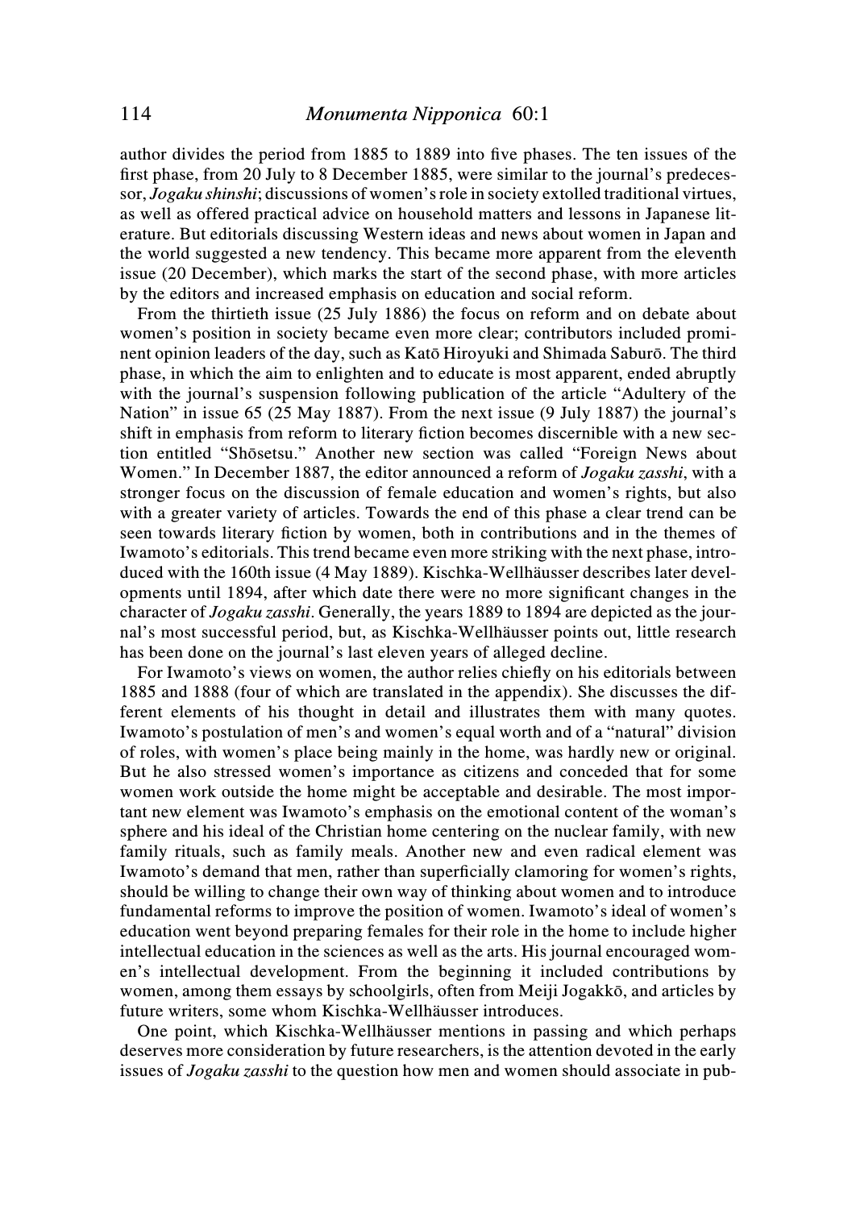author divides the period from 1885 to 1889 into five phases. The ten issues of the first phase, from 20 July to 8 December 1885, were similar to the journal's predecessor, *Jogaku shinshi*; discussions of women's role in society extolled traditional virtues, as well as offered practical advice on household matters and lessons in Japanese literature. But editorials discussing Western ideas and news about women in Japan and the world suggested a new tendency. This became more apparent from the eleventh issue (20 December), which marks the start of the second phase, with more articles by the editors and increased emphasis on education and social reform.

From the thirtieth issue (25 July 1886) the focus on reform and on debate about women's position in society became even more clear; contributors included prominent opinion leaders of the day, such as Katō Hiroyuki and Shimada Saburō. The third phase, in which the aim to enlighten and to educate is most apparent, ended abruptly with the journal's suspension following publication of the article "Adultery of the Nation" in issue 65 (25 May 1887). From the next issue (9 July 1887) the journal's shift in emphasis from reform to literary fiction becomes discernible with a new section entitled "Shōsetsu." Another new section was called "Foreign News about Women." In December 1887, the editor announced a reform of *Jogaku zasshi*, with a stronger focus on the discussion of female education and women's rights, but also with a greater variety of articles. Towards the end of this phase a clear trend can be seen towards literary fiction by women, both in contributions and in the themes of Iwamoto's editorials. This trend became even more striking with the next phase, introduced with the 160th issue (4 May 1889). Kischka-Wellhäusser describes later developments until 1894, after which date there were no more significant changes in the character of *Jogaku zasshi*. Generally, the years 1889 to 1894 are depicted as the journal's most successful period, but, as Kischka-Wellhäusser points out, little research has been done on the journal's last eleven years of alleged decline.

For Iwamoto's views on women, the author relies chiefly on his editorials between 1885 and 1888 (four of which are translated in the appendix). She discusses the different elements of his thought in detail and illustrates them with many quotes. Iwamoto's postulation of men's and women's equal worth and of a "natural" division of roles, with women's place being mainly in the home, was hardly new or original. But he also stressed women's importance as citizens and conceded that for some women work outside the home might be acceptable and desirable. The most important new element was Iwamoto's emphasis on the emotional content of the woman's sphere and his ideal of the Christian home centering on the nuclear family, with new family rituals, such as family meals. Another new and even radical element was Iwamoto's demand that men, rather than superficially clamoring for women's rights, should be willing to change their own way of thinking about women and to introduce fundamental reforms to improve the position of women. Iwamoto's ideal of women's education went beyond preparing females for their role in the home to include higher intellectual education in the sciences as well as the arts. His journal encouraged women's intellectual development. From the beginning it included contributions by women, among them essays by schoolgirls, often from Meiji Jogakkō, and articles by future writers, some whom Kischka-Wellhäusser introduces.

One point, which Kischka-Wellhäusser mentions in passing and which perhaps deserves more consideration by future researchers, is the attention devoted in the early issues of *Jogaku zasshi* to the question how men and women should associate in pub-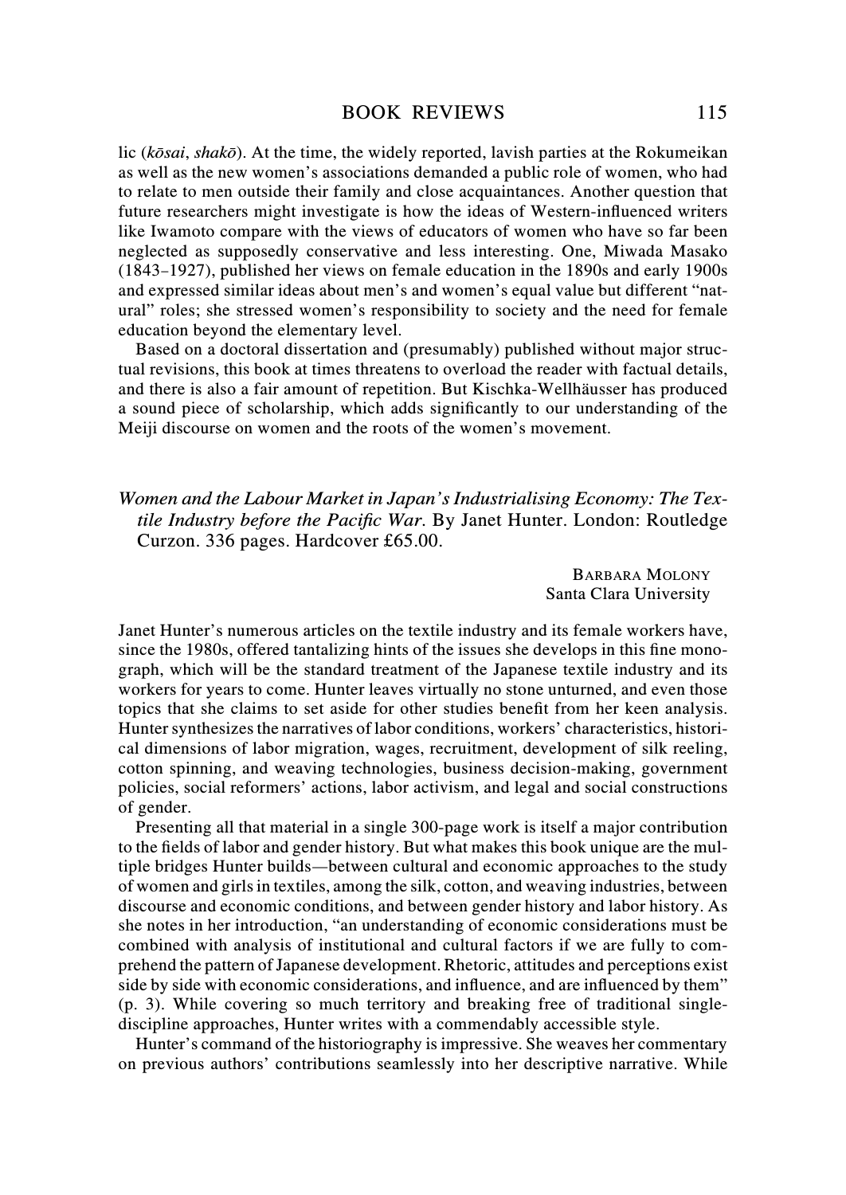lic (*kōsai*, *shakō*). At the time, the widely reported, lavish parties at the Rokumeikan as well as the new women's associations demanded a public role of women, who had to relate to men outside their family and close acquaintances. Another question that future researchers might investigate is how the ideas of Western-influenced writers like Iwamoto compare with the views of educators of women who have so far been neglected as supposedly conservative and less interesting. One, Miwada Masako (1843–1927), published her views on female education in the 1890s and early 1900s and expressed similar ideas about men's and women's equal value but different "natural" roles; she stressed women's responsibility to society and the need for female education beyond the elementary level.

Based on a doctoral dissertation and (presumably) published without major structual revisions, this book at times threatens to overload the reader with factual details, and there is also a fair amount of repetition. But Kischka-Wellhäusser has produced a sound piece of scholarship, which adds significantly to our understanding of the Meiji discourse on women and the roots of the women's movement.

*Women and the Labour Market in Japan's Industrialising Economy: The Textile Industry before the Pacific War*. By Janet Hunter. London: Routledge Curzon. 336 pages. Hardcover £65.00.

Barbara Molony
Santa Clara University

Janet Hunter's numerous articles on the textile industry and its female workers have, since the 1980s, offered tantalizing hints of the issues she develops in this fine monograph, which will be the standard treatment of the Japanese textile industry and its workers for years to come. Hunter leaves virtually no stone unturned, and even those topics that she claims to set aside for other studies benefit from her keen analysis. Hunter synthesizes the narratives of labor conditions, workers' characteristics, historical dimensions of labor migration, wages, recruitment, development of silk reeling, cotton spinning, and weaving technologies, business decision-making, government policies, social reformers' actions, labor activism, and legal and social constructions of gender.

Presenting all that material in a single 300-page work is itself a major contribution to the fields of labor and gender history. But what makes this book unique are the multiple bridges Hunter builds—between cultural and economic approaches to the study of women and girls in textiles, among the silk, cotton, and weaving industries, between discourse and economic conditions, and between gender history and labor history. As she notes in her introduction, "an understanding of economic considerations must be combined with analysis of institutional and cultural factors if we are fully to comprehend the pattern of Japanese development. Rhetoric, attitudes and perceptions exist side by side with economic considerations, and influence, and are influenced by them" (p. 3). While covering so much territory and breaking free of traditional single-discipline approaches, Hunter writes with a commendably accessible style.

Hunter's command of the historiography is impressive. She weaves her commentary on previous authors' contributions seamlessly into her descriptive narrative. While